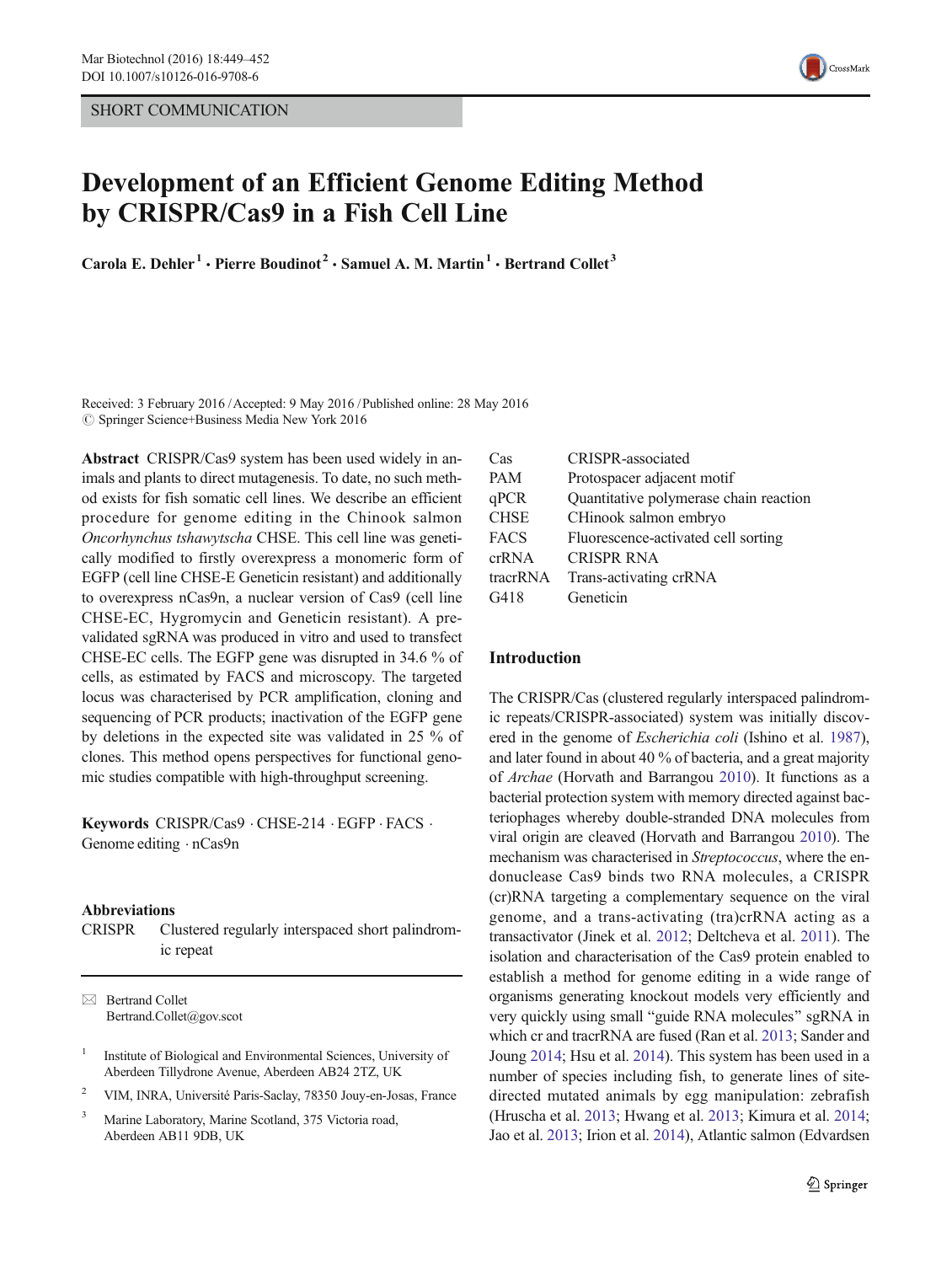SHORT COMMUNICATION

# Development of an Efficient Genome Editing Method by CRISPR/Cas9 in a Fish Cell Line

**Carola E. Dehler[1] · Pierre Boudinot[2] · Samuel A. M. Martin[1] · Bertrand Collet[3]**

Received: 3 February 2016 / Accepted: 9 May 2016 / Published online: 28 May 2016
© Springer Science+Business Media New York 2016

**Abstract** CRISPR/Cas9 system has been used widely in animals and plants to direct mutagenesis. To date, no such method exists for fish somatic cell lines. We describe an efficient procedure for genome editing in the Chinook salmon *Oncorhynchus tshawytscha* CHSE. This cell line was genetically modified to firstly overexpress a monomeric form of EGFP (cell line CHSE-E Geneticin resistant) and additionally to overexpress nCas9n, a nuclear version of Cas9 (cell line CHSE-EC, Hygromycin and Geneticin resistant). A pre-validated sgRNA was produced in vitro and used to transfect CHSE-EC cells. The EGFP gene was disrupted in 34.6 % of cells, as estimated by FACS and microscopy. The targeted locus was characterised by PCR amplification, cloning and sequencing of PCR products; inactivation of the EGFP gene by deletions in the expected site was validated in 25 % of clones. This method opens perspectives for functional genomic studies compatible with high-throughput screening.

**Keywords** CRISPR/Cas9 · CHSE-214 · EGFP · FACS · Genome editing · nCas9n

**Abbreviations**

| | |
|---|---|
| CRISPR | Clustered regularly interspaced short palindromic repeat |
| Cas | CRISPR-associated |
| PAM | Protospacer adjacent motif |
| qPCR | Quantitative polymerase chain reaction |
| CHSE | CHinook salmon embryo |
| FACS | Fluorescence-activated cell sorting |
| crRNA | CRISPR RNA |
| tracrRNA | Trans-activating crRNA |
| G418 | Geneticin |

✉ Bertrand Collet
Bertrand.Collet@gov.scot

[1] Institute of Biological and Environmental Sciences, University of Aberdeen Tillydrone Avenue, Aberdeen AB24 2TZ, UK

[2] VIM, INRA, Université Paris-Saclay, 78350 Jouy-en-Josas, France

[3] Marine Laboratory, Marine Scotland, 375 Victoria road, Aberdeen AB11 9DB, UK

## Introduction

The CRISPR/Cas (clustered regularly interspaced palindromic repeats/CRISPR-associated) system was initially discovered in the genome of *Escherichia coli* (Ishino et al. 1987), and later found in about 40 % of bacteria, and a great majority of *Archae* (Horvath and Barrangou 2010). It functions as a bacterial protection system with memory directed against bacteriophages whereby double-stranded DNA molecules from viral origin are cleaved (Horvath and Barrangou 2010). The mechanism was characterised in *Streptococcus*, where the endonuclease Cas9 binds two RNA molecules, a CRISPR (cr)RNA targeting a complementary sequence on the viral genome, and a trans-activating (tra)crRNA acting as a transactivator (Jinek et al. 2012; Deltcheva et al. 2011). The isolation and characterisation of the Cas9 protein enabled to establish a method for genome editing in a wide range of organisms generating knockout models very efficiently and very quickly using small "guide RNA molecules" sgRNA in which cr and tracrRNA are fused (Ran et al. 2013; Sander and Joung 2014; Hsu et al. 2014). This system has been used in a number of species including fish, to generate lines of site-directed mutated animals by egg manipulation: zebrafish (Hruscha et al. 2013; Hwang et al. 2013; Kimura et al. 2014; Jao et al. 2013; Irion et al. 2014), Atlantic salmon (Edvardsen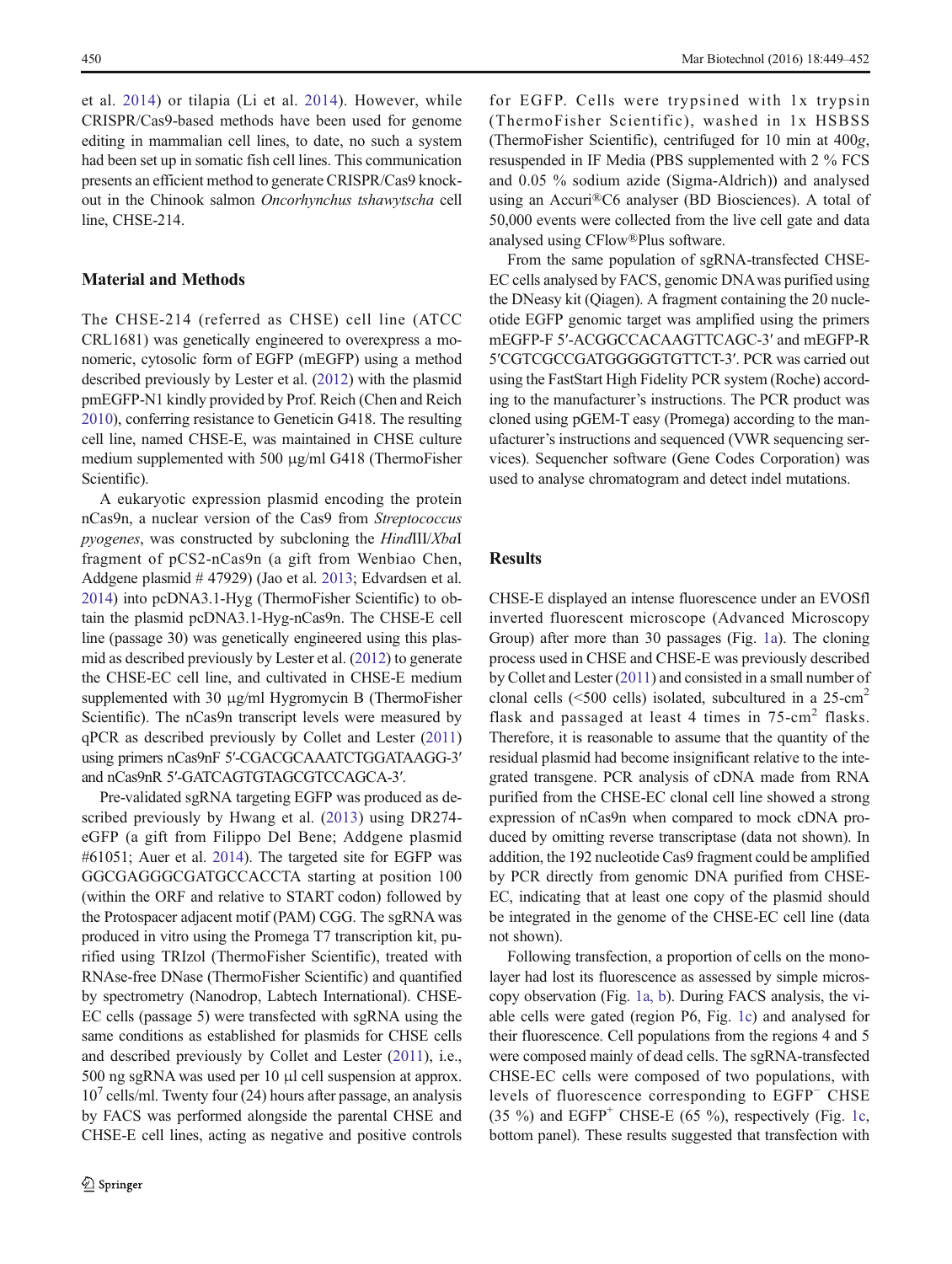et al. 2014) or tilapia (Li et al. 2014). However, while CRISPR/Cas9-based methods have been used for genome editing in mammalian cell lines, to date, no such a system had been set up in somatic fish cell lines. This communication presents an efficient method to generate CRISPR/Cas9 knockout in the Chinook salmon *Oncorhynchus tshawytscha* cell line, CHSE-214.

## Material and Methods

The CHSE-214 (referred as CHSE) cell line (ATCC CRL1681) was genetically engineered to overexpress a monomeric, cytosolic form of EGFP (mEGFP) using a method described previously by Lester et al. (2012) with the plasmid pmEGFP-N1 kindly provided by Prof. Reich (Chen and Reich 2010), conferring resistance to Geneticin G418. The resulting cell line, named CHSE-E, was maintained in CHSE culture medium supplemented with 500 μg/ml G418 (ThermoFisher Scientific).

A eukaryotic expression plasmid encoding the protein nCas9n, a nuclear version of the Cas9 from *Streptococcus pyogenes*, was constructed by subcloning the *Hin*dIII/*Xba*I fragment of pCS2-nCas9n (a gift from Wenbiao Chen, Addgene plasmid # 47929) (Jao et al. 2013; Edvardsen et al. 2014) into pcDNA3.1-Hyg (ThermoFisher Scientific) to obtain the plasmid pcDNA3.1-Hyg-nCas9n. The CHSE-E cell line (passage 30) was genetically engineered using this plasmid as described previously by Lester et al. (2012) to generate the CHSE-EC cell line, and cultivated in CHSE-E medium supplemented with 30 μg/ml Hygromycin B (ThermoFisher Scientific). The nCas9n transcript levels were measured by qPCR as described previously by Collet and Lester (2011) using primers nCas9nF 5′-CGACGCAAATCTGGATAAGG-3′ and nCas9nR 5′-GATCAGTGTAGCGTCCAGCA-3′.

Pre-validated sgRNA targeting EGFP was produced as described previously by Hwang et al. (2013) using DR274-eGFP (a gift from Filippo Del Bene; Addgene plasmid #61051; Auer et al. 2014). The targeted site for EGFP was GGCGAGGGCGATGCCACCTA starting at position 100 (within the ORF and relative to START codon) followed by the Protospacer adjacent motif (PAM) CGG. The sgRNA was produced in vitro using the Promega T7 transcription kit, purified using TRIzol (ThermoFisher Scientific), treated with RNAse-free DNase (ThermoFisher Scientific) and quantified by spectrometry (Nanodrop, Labtech International). CHSE-EC cells (passage 5) were transfected with sgRNA using the same conditions as established for plasmids for CHSE cells and described previously by Collet and Lester (2011), i.e., 500 ng sgRNA was used per 10 μl cell suspension at approx. $10^7$ cells/ml. Twenty four (24) hours after passage, an analysis by FACS was performed alongside the parental CHSE and CHSE-E cell lines, acting as negative and positive controls for EGFP. Cells were trypsined with 1x trypsin (ThermoFisher Scientific), washed in 1x HSBSS (ThermoFisher Scientific), centrifuged for 10 min at 400*g*, resuspended in IF Media (PBS supplemented with 2 % FCS and 0.05 % sodium azide (Sigma-Aldrich)) and analysed using an Accuri®C6 analyser (BD Biosciences). A total of 50,000 events were collected from the live cell gate and data analysed using CFlow®Plus software.

From the same population of sgRNA-transfected CHSE-EC cells analysed by FACS, genomic DNA was purified using the DNeasy kit (Qiagen). A fragment containing the 20 nucleotide EGFP genomic target was amplified using the primers mEGFP-F 5′-ACGGCCACAAGTTCAGC-3′ and mEGFP-R 5′CGTCGCCGATGGGGGTGTTCT-3′. PCR was carried out using the FastStart High Fidelity PCR system (Roche) according to the manufacturer's instructions. The PCR product was cloned using pGEM-T easy (Promega) according to the manufacturer's instructions and sequenced (VWR sequencing services). Sequencher software (Gene Codes Corporation) was used to analyse chromatogram and detect indel mutations.

## Results

CHSE-E displayed an intense fluorescence under an EVOSfl inverted fluorescent microscope (Advanced Microscopy Group) after more than 30 passages (Fig. 1a). The cloning process used in CHSE and CHSE-E was previously described by Collet and Lester (2011) and consisted in a small number of clonal cells (<500 cells) isolated, subcultured in a 25-cm$^2$ flask and passaged at least 4 times in 75-cm$^2$ flasks. Therefore, it is reasonable to assume that the quantity of the residual plasmid had become insignificant relative to the integrated transgene. PCR analysis of cDNA made from RNA purified from the CHSE-EC clonal cell line showed a strong expression of nCas9n when compared to mock cDNA produced by omitting reverse transcriptase (data not shown). In addition, the 192 nucleotide Cas9 fragment could be amplified by PCR directly from genomic DNA purified from CHSE-EC, indicating that at least one copy of the plasmid should be integrated in the genome of the CHSE-EC cell line (data not shown).

Following transfection, a proportion of cells on the monolayer had lost its fluorescence as assessed by simple microscopy observation (Fig. 1a, b). During FACS analysis, the viable cells were gated (region P6, Fig. 1c) and analysed for their fluorescence. Cell populations from the regions 4 and 5 were composed mainly of dead cells. The sgRNA-transfected CHSE-EC cells were composed of two populations, with levels of fluorescence corresponding to EGFP$^-$ CHSE (35 %) and EGFP$^+$ CHSE-E (65 %), respectively (Fig. 1c, bottom panel). These results suggested that transfection with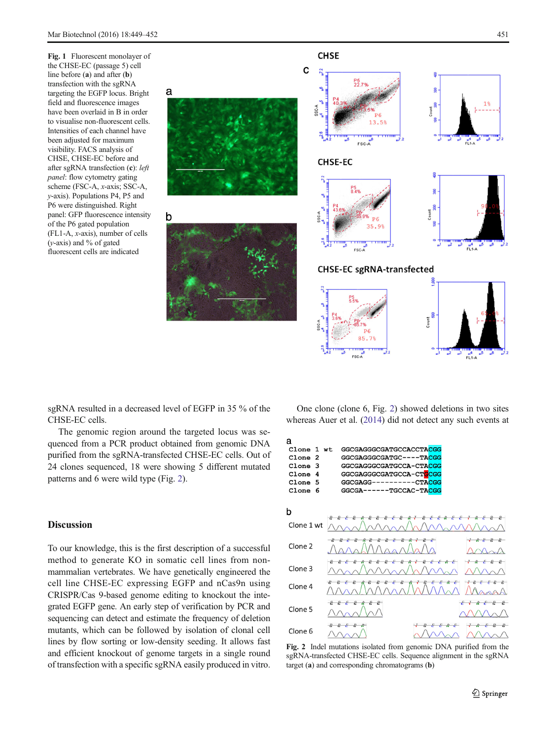**Fig. 1** Fluorescent monolayer of the CHSE-EC (passage 5) cell line before (**a**) and after (**b**) transfection with the sgRNA targeting the EGFP locus. Bright field and fluorescence images have been overlaid in B in order to visualise non-fluorescent cells. Intensities of each channel have been adjusted for maximum visibility. FACS analysis of CHSE, CHSE-EC before and after sgRNA transfection (**c**): *left panel*: flow cytometry gating scheme (FSC-A, *x*-axis; SSC-A, *y*-axis). Populations P4, P5 and P6 were distinguished. Right panel: GFP fluorescence intensity of the P6 gated population (FL1-A, *x*-axis), number of cells (*y*-axis) and % of gated fluorescent cells are indicated

sgRNA resulted in a decreased level of EGFP in 35 % of the CHSE-EC cells.

The genomic region around the targeted locus was sequenced from a PCR product obtained from genomic DNA purified from the sgRNA-transfected CHSE-EC cells. Out of 24 clones sequenced, 18 were showing 5 different mutated patterns and 6 were wild type (Fig. 2).

## Discussion

To our knowledge, this is the first description of a successful method to generate KO in somatic cell lines from non-mammalian vertebrates. We have genetically engineered the cell line CHSE-EC expressing EGFP and nCas9n using CRISPR/Cas 9-based genome editing to knockout the integrated EGFP gene. An early step of verification by PCR and sequencing can detect and estimate the frequency of deletion mutants, which can be followed by isolation of clonal cell lines by flow sorting or low-density seeding. It allows fast and efficient knockout of genome targets in a single round of transfection with a specific sgRNA easily produced in vitro.

One clone (clone 6, Fig. 2) showed deletions in two sites whereas Auer et al. (2014) did not detect any such events at

**Fig. 2** Indel mutations isolated from genomic DNA purified from the sgRNA-transfected CHSE-EC cells. Sequence alignment in the sgRNA target (**a**) and corresponding chromatograms (**b**)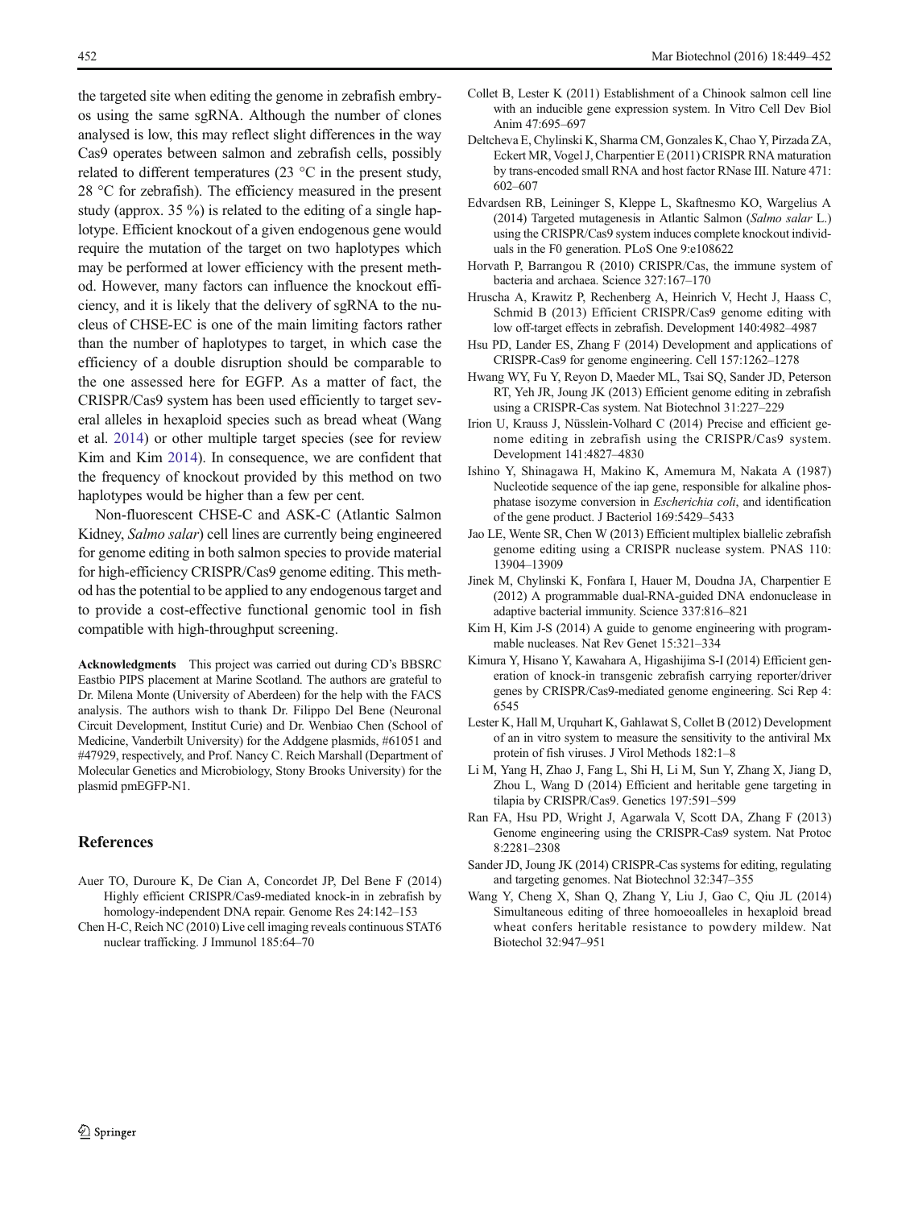the targeted site when editing the genome in zebrafish embryos using the same sgRNA. Although the number of clones analysed is low, this may reflect slight differences in the way Cas9 operates between salmon and zebrafish cells, possibly related to different temperatures (23 °C in the present study, 28 °C for zebrafish). The efficiency measured in the present study (approx. 35 %) is related to the editing of a single haplotype. Efficient knockout of a given endogenous gene would require the mutation of the target on two haplotypes which may be performed at lower efficiency with the present method. However, many factors can influence the knockout efficiency, and it is likely that the delivery of sgRNA to the nucleus of CHSE-EC is one of the main limiting factors rather than the number of haplotypes to target, in which case the efficiency of a double disruption should be comparable to the one assessed here for EGFP. As a matter of fact, the CRISPR/Cas9 system has been used efficiently to target several alleles in hexaploid species such as bread wheat (Wang et al. 2014) or other multiple target species (see for review Kim and Kim 2014). In consequence, we are confident that the frequency of knockout provided by this method on two haplotypes would be higher than a few per cent.

Non-fluorescent CHSE-C and ASK-C (Atlantic Salmon Kidney, *Salmo salar*) cell lines are currently being engineered for genome editing in both salmon species to provide material for high-efficiency CRISPR/Cas9 genome editing. This method has the potential to be applied to any endogenous target and to provide a cost-effective functional genomic tool in fish compatible with high-throughput screening.

**Acknowledgments** This project was carried out during CD's BBSRC Eastbio PIPS placement at Marine Scotland. The authors are grateful to Dr. Milena Monte (University of Aberdeen) for the help with the FACS analysis. The authors wish to thank Dr. Filippo Del Bene (Neuronal Circuit Development, Institut Curie) and Dr. Wenbiao Chen (School of Medicine, Vanderbilt University) for the Addgene plasmids, #61051 and #47929, respectively, and Prof. Nancy C. Reich Marshall (Department of Molecular Genetics and Microbiology, Stony Brooks University) for the plasmid pmEGFP-N1.

## References

Auer TO, Duroure K, De Cian A, Concordet JP, Del Bene F (2014) Highly efficient CRISPR/Cas9-mediated knock-in in zebrafish by homology-independent DNA repair. Genome Res 24:142–153

Chen H-C, Reich NC (2010) Live cell imaging reveals continuous STAT6 nuclear trafficking. J Immunol 185:64–70

Collet B, Lester K (2011) Establishment of a Chinook salmon cell line with an inducible gene expression system. In Vitro Cell Dev Biol Anim 47:695–697

Deltcheva E, Chylinski K, Sharma CM, Gonzales K, Chao Y, Pirzada ZA, Eckert MR, Vogel J, Charpentier E (2011) CRISPR RNA maturation by trans-encoded small RNA and host factor RNase III. Nature 471: 602–607

Edvardsen RB, Leininger S, Kleppe L, Skaftnesmo KO, Wargelius A (2014) Targeted mutagenesis in Atlantic Salmon (*Salmo salar* L.) using the CRISPR/Cas9 system induces complete knockout individuals in the F0 generation. PLoS One 9:e108622

Horvath P, Barrangou R (2010) CRISPR/Cas, the immune system of bacteria and archaea. Science 327:167–170

Hruscha A, Krawitz P, Rechenberg A, Heinrich V, Hecht J, Haass C, Schmid B (2013) Efficient CRISPR/Cas9 genome editing with low off-target effects in zebrafish. Development 140:4982–4987

Hsu PD, Lander ES, Zhang F (2014) Development and applications of CRISPR-Cas9 for genome engineering. Cell 157:1262–1278

Hwang WY, Fu Y, Reyon D, Maeder ML, Tsai SQ, Sander JD, Peterson RT, Yeh JR, Joung JK (2013) Efficient genome editing in zebrafish using a CRISPR-Cas system. Nat Biotechnol 31:227–229

Irion U, Krauss J, Nüsslein-Volhard C (2014) Precise and efficient genome editing in zebrafish using the CRISPR/Cas9 system. Development 141:4827–4830

Ishino Y, Shinagawa H, Makino K, Amemura M, Nakata A (1987) Nucleotide sequence of the iap gene, responsible for alkaline phosphatase isozyme conversion in *Escherichia coli*, and identification of the gene product. J Bacteriol 169:5429–5433

Jao LE, Wente SR, Chen W (2013) Efficient multiplex biallelic zebrafish genome editing using a CRISPR nuclease system. PNAS 110: 13904–13909

Jinek M, Chylinski K, Fonfara I, Hauer M, Doudna JA, Charpentier E (2012) A programmable dual-RNA-guided DNA endonuclease in adaptive bacterial immunity. Science 337:816–821

Kim H, Kim J-S (2014) A guide to genome engineering with programmable nucleases. Nat Rev Genet 15:321–334

Kimura Y, Hisano Y, Kawahara A, Higashijima S-I (2014) Efficient generation of knock-in transgenic zebrafish carrying reporter/driver genes by CRISPR/Cas9-mediated genome engineering. Sci Rep 4: 6545

Lester K, Hall M, Urquhart K, Gahlawat S, Collet B (2012) Development of an in vitro system to measure the sensitivity to the antiviral Mx protein of fish viruses. J Virol Methods 182:1–8

Li M, Yang H, Zhao J, Fang L, Shi H, Li M, Sun Y, Zhang X, Jiang D, Zhou L, Wang D (2014) Efficient and heritable gene targeting in tilapia by CRISPR/Cas9. Genetics 197:591–599

Ran FA, Hsu PD, Wright J, Agarwala V, Scott DA, Zhang F (2013) Genome engineering using the CRISPR-Cas9 system. Nat Protoc 8:2281–2308

Sander JD, Joung JK (2014) CRISPR-Cas systems for editing, regulating and targeting genomes. Nat Biotechnol 32:347–355

Wang Y, Cheng X, Shan Q, Zhang Y, Liu J, Gao C, Qiu JL (2014) Simultaneous editing of three homoeoalleles in hexaploid bread wheat confers heritable resistance to powdery mildew. Nat Biotechol 32:947–951